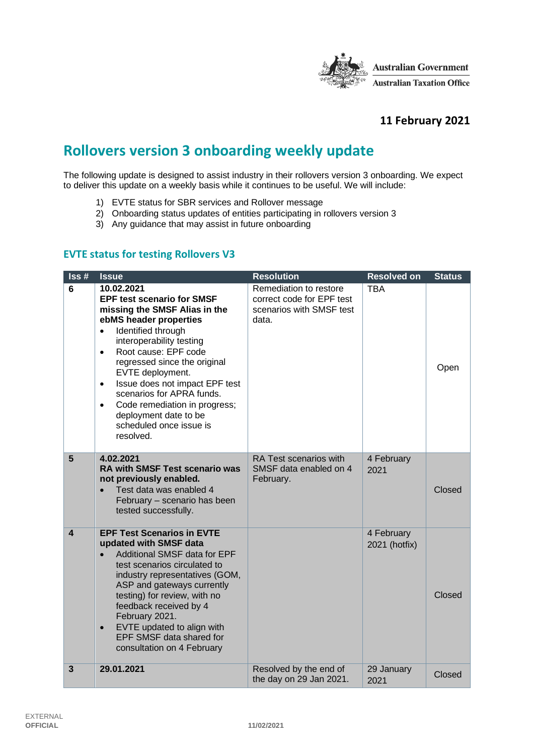Australian Government
Australian Taxation Office

**11 February 2021**

# Rollovers version 3 onboarding weekly update

The following update is designed to assist industry in their rollovers version 3 onboarding. We expect to deliver this update on a weekly basis while it continues to be useful. We will include:

1) EVTE status for SBR services and Rollover message
2) Onboarding status updates of entities participating in rollovers version 3
3) Any guidance that may assist in future onboarding

## EVTE status for testing Rollovers V3

| Iss # | Issue | Resolution | Resolved on | Status |
|---|---|---|---|---|
| 6 | 10.02.2021<br>**EPF test scenario for SMSF missing the SMSF Alias in the ebMS header properties**<br>• Identified through interoperability testing<br>• Root cause: EPF code regressed since the original EVTE deployment.<br>• Issue does not impact EPF test scenarios for APRA funds.<br>• Code remediation in progress; deployment date to be scheduled once issue is resolved. | Remediation to restore correct code for EPF test scenarios with SMSF test data. | TBA | Open |
| 5 | 4.02.2021<br>**RA with SMSF Test scenario was not previously enabled.**<br>• Test data was enabled 4 February – scenario has been tested successfully. | RA Test scenarios with SMSF data enabled on 4 February. | 4 February 2021 | Closed |
| 4 | **EPF Test Scenarios in EVTE updated with SMSF data**<br>• Additional SMSF data for EPF test scenarios circulated to industry representatives (GOM, ASP and gateways currently testing) for review, with no feedback received by 4 February 2021.<br>• EVTE updated to align with EPF SMSF data shared for consultation on 4 February | | 4 February 2021 (hotfix) | Closed |
| 3 | 29.01.2021 | Resolved by the end of the day on 29 Jan 2021. | 29 January 2021 | Closed |

EXTERNAL
OFFICIAL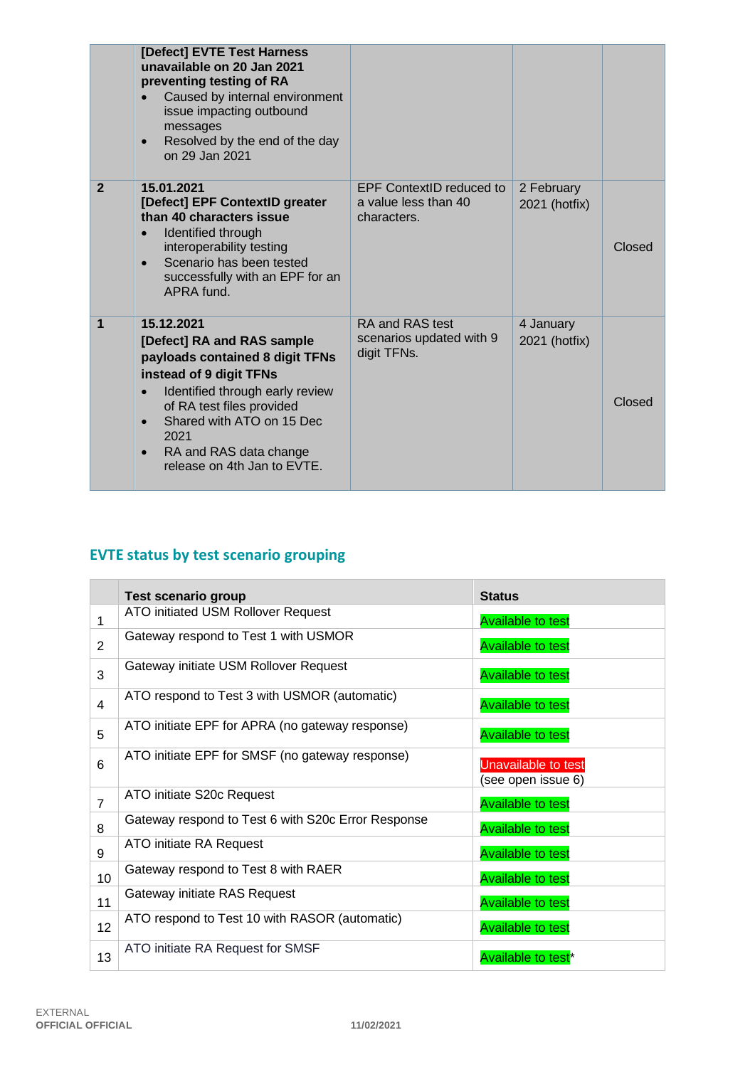| | | | | |
|---|---|---|---|---|
| | **[Defect] EVTE Test Harness unavailable on 20 Jan 2021 preventing testing of RA**<br>• Caused by internal environment issue impacting outbound messages<br>• Resolved by the end of the day on 29 Jan 2021 | | | |
| **2** | **15.01.2021**<br>**[Defect] EPF ContextID greater than 40 characters issue**<br>• Identified through interoperability testing<br>• Scenario has been tested successfully with an EPF for an APRA fund. | EPF ContextID reduced to a value less than 40 characters. | 2 February 2021 (hotfix) | Closed |
| **1** | **15.12.2021**<br>**[Defect] RA and RAS sample payloads contained 8 digit TFNs instead of 9 digit TFNs**<br>• Identified through early review of RA test files provided<br>• Shared with ATO on 15 Dec 2021<br>• RA and RAS data change release on 4th Jan to EVTE. | RA and RAS test scenarios updated with 9 digit TFNs. | 4 January 2021 (hotfix) | Closed |

## EVTE status by test scenario grouping

| | Test scenario group | Status |
|---|---|---|
| 1 | ATO initiated USM Rollover Request | Available to test |
| 2 | Gateway respond to Test 1 with USMOR | Available to test |
| 3 | Gateway initiate USM Rollover Request | Available to test |
| 4 | ATO respond to Test 3 with USMOR (automatic) | Available to test |
| 5 | ATO initiate EPF for APRA (no gateway response) | Available to test |
| 6 | ATO initiate EPF for SMSF (no gateway response) | Unavailable to test (see open issue 6) |
| 7 | ATO initiate S20c Request | Available to test |
| 8 | Gateway respond to Test 6 with S20c Error Response | Available to test |
| 9 | ATO initiate RA Request | Available to test |
| 10 | Gateway respond to Test 8 with RAER | Available to test |
| 11 | Gateway initiate RAS Request | Available to test |
| 12 | ATO respond to Test 10 with RASOR (automatic) | Available to test |
| 13 | ATO initiate RA Request for SMSF | Available to test* |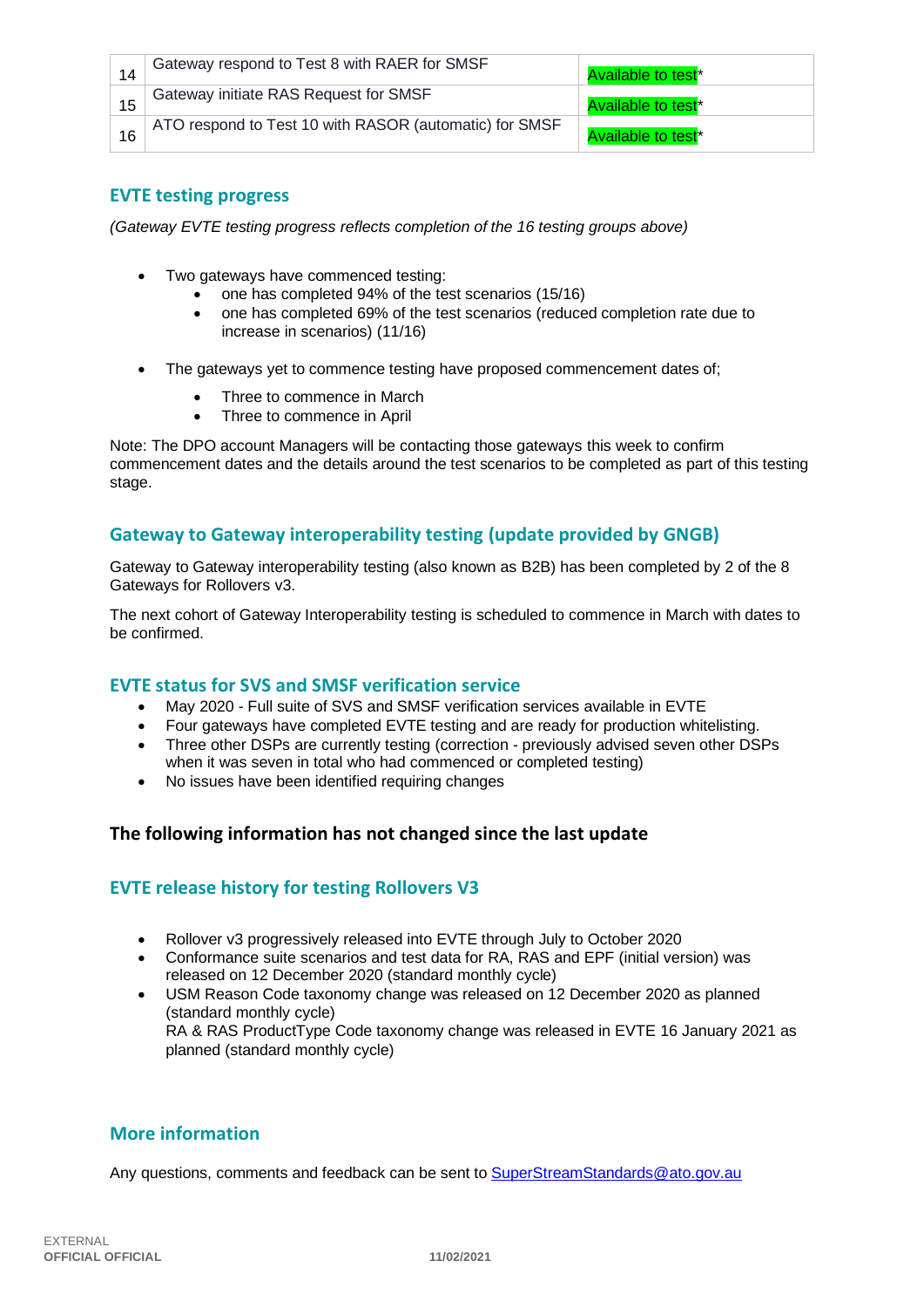| | | |
|---|---|---|
| 14 | Gateway respond to Test 8 with RAER for SMSF | Available to test* |
| 15 | Gateway initiate RAS Request for SMSF | Available to test* |
| 16 | ATO respond to Test 10 with RASOR (automatic) for SMSF | Available to test* |

## EVTE testing progress

*(Gateway EVTE testing progress reflects completion of the 16 testing groups above)*

- Two gateways have commenced testing:
  - one has completed 94% of the test scenarios (15/16)
  - one has completed 69% of the test scenarios (reduced completion rate due to increase in scenarios) (11/16)
- The gateways yet to commence testing have proposed commencement dates of;
  - Three to commence in March
  - Three to commence in April

Note: The DPO account Managers will be contacting those gateways this week to confirm commencement dates and the details around the test scenarios to be completed as part of this testing stage.

## Gateway to Gateway interoperability testing (update provided by GNGB)

Gateway to Gateway interoperability testing (also known as B2B) has been completed by 2 of the 8 Gateways for Rollovers v3.

The next cohort of Gateway Interoperability testing is scheduled to commence in March with dates to be confirmed.

## EVTE status for SVS and SMSF verification service

- May 2020 - Full suite of SVS and SMSF verification services available in EVTE
- Four gateways have completed EVTE testing and are ready for production whitelisting.
- Three other DSPs are currently testing (correction - previously advised seven other DSPs when it was seven in total who had commenced or completed testing)
- No issues have been identified requiring changes

# The following information has not changed since the last update

## EVTE release history for testing Rollovers V3

- Rollover v3 progressively released into EVTE through July to October 2020
- Conformance suite scenarios and test data for RA, RAS and EPF (initial version) was released on 12 December 2020 (standard monthly cycle)
- USM Reason Code taxonomy change was released on 12 December 2020 as planned (standard monthly cycle)
  RA & RAS ProductType Code taxonomy change was released in EVTE 16 January 2021 as planned (standard monthly cycle)

## More information

Any questions, comments and feedback can be sent to SuperStreamStandards@ato.gov.au